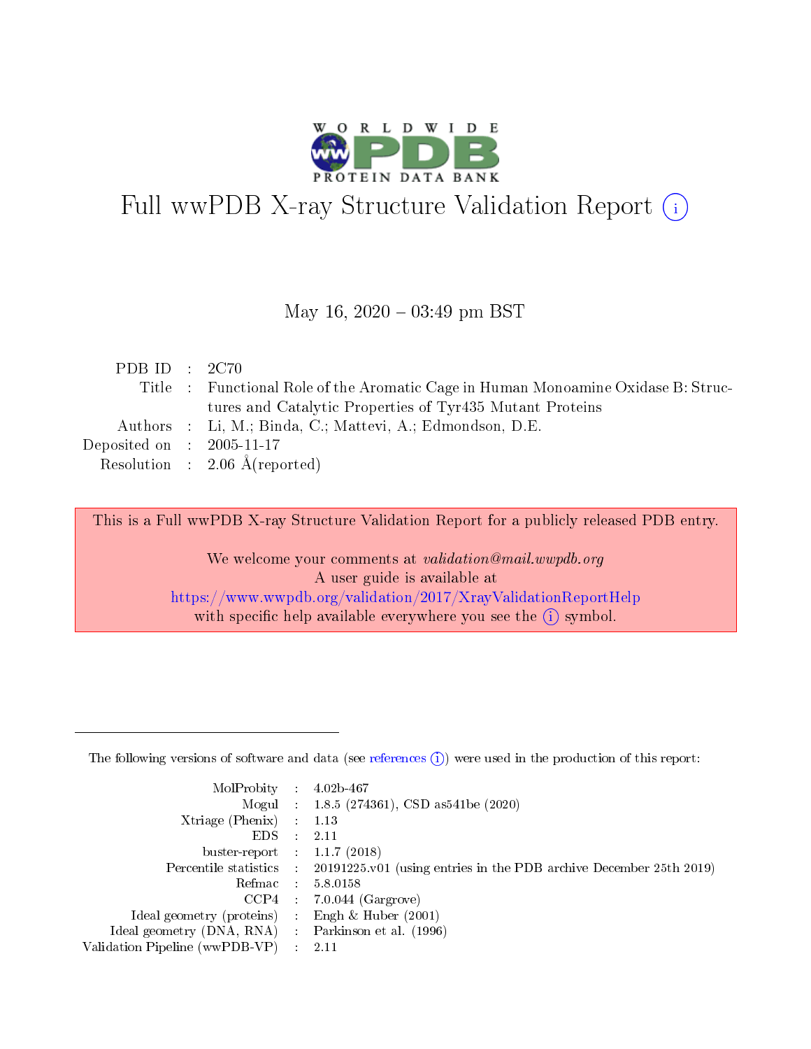# Full wwPDB X-ray Structure Validation Report (i)

May 16, 2020 – 03:49 pm BST

| | | |
|---|---|---|
| PDB ID | : | 2C70 |
| Title | : | Functional Role of the Aromatic Cage in Human Monoamine Oxidase B: Structures and Catalytic Properties of Tyr435 Mutant Proteins |
| Authors | : | Li, M.; Binda, C.; Mattevi, A.; Edmondson, D.E. |
| Deposited on | : | 2005-11-17 |
| Resolution | : | 2.06 Å(reported) |

This is a Full wwPDB X-ray Structure Validation Report for a publicly released PDB entry.

We welcome your comments at *validation@mail.wwpdb.org*
A user guide is available at
https://www.wwpdb.org/validation/2017/XrayValidationReportHelp
with specific help available everywhere you see the (i) symbol.

---

The following versions of software and data (see references (i)) were used in the production of this report:

| | | |
|---|---|---|
| MolProbity | : | 4.02b-467 |
| Mogul | : | 1.8.5 (274361), CSD as541be (2020) |
| Xtriage (Phenix) | : | 1.13 |
| EDS | : | 2.11 |
| buster-report | : | 1.1.7 (2018) |
| Percentile statistics | : | 20191225.v01 (using entries in the PDB archive December 25th 2019) |
| Refmac | : | 5.8.0158 |
| CCP4 | : | 7.0.044 (Gargrove) |
| Ideal geometry (proteins) | : | Engh & Huber (2001) |
| Ideal geometry (DNA, RNA) | : | Parkinson et al. (1996) |
| Validation Pipeline (wwPDB-VP) | : | 2.11 |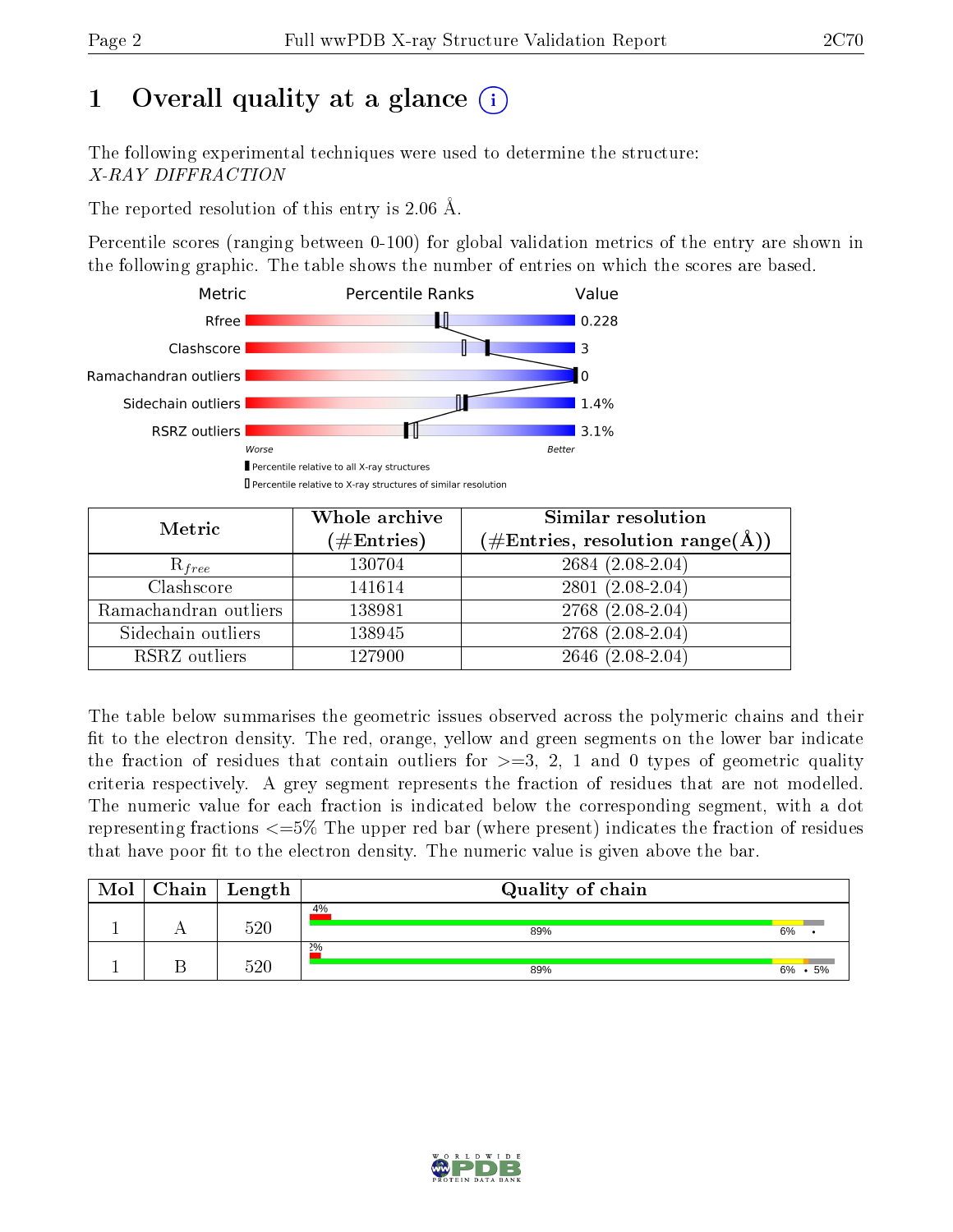# 1 Overall quality at a glance (i)

The following experimental techniques were used to determine the structure:
*X-RAY DIFFRACTION*

The reported resolution of this entry is 2.06 Å.

Percentile scores (ranging between 0-100) for global validation metrics of the entry are shown in the following graphic. The table shows the number of entries on which the scores are based.

| Metric | Value |
|---|---|
| Rfree | 0.228 |
| Clashscore | 3 |
| Ramachandran outliers | 0 |
| Sidechain outliers | 1.4% |
| RSRZ outliers | 3.1% |

Worse — Better

Percentile relative to all X-ray structures
Percentile relative to X-ray structures of similar resolution

| Metric | Whole archive (#Entries) | Similar resolution (#Entries, resolution range(Å)) |
|---|---|---|
| $R_{free}$ | 130704 | 2684 (2.08-2.04) |
| Clashscore | 141614 | 2801 (2.08-2.04) |
| Ramachandran outliers | 138981 | 2768 (2.08-2.04) |
| Sidechain outliers | 138945 | 2768 (2.08-2.04) |
| RSRZ outliers | 127900 | 2646 (2.08-2.04) |

The table below summarises the geometric issues observed across the polymeric chains and their fit to the electron density. The red, orange, yellow and green segments on the lower bar indicate the fraction of residues that contain outliers for >=3, 2, 1 and 0 types of geometric quality criteria respectively. A grey segment represents the fraction of residues that are not modelled. The numeric value for each fraction is indicated below the corresponding segment, with a dot representing fractions <=5% The upper red bar (where present) indicates the fraction of residues that have poor fit to the electron density. The numeric value is given above the bar.

| Mol | Chain | Length | Quality of chain |
|---|---|---|---|
| 1 | A | 520 | 4%; 89%, 6%, • |
| 1 | B | 520 | 2%; 89%, 6%, •, 5% |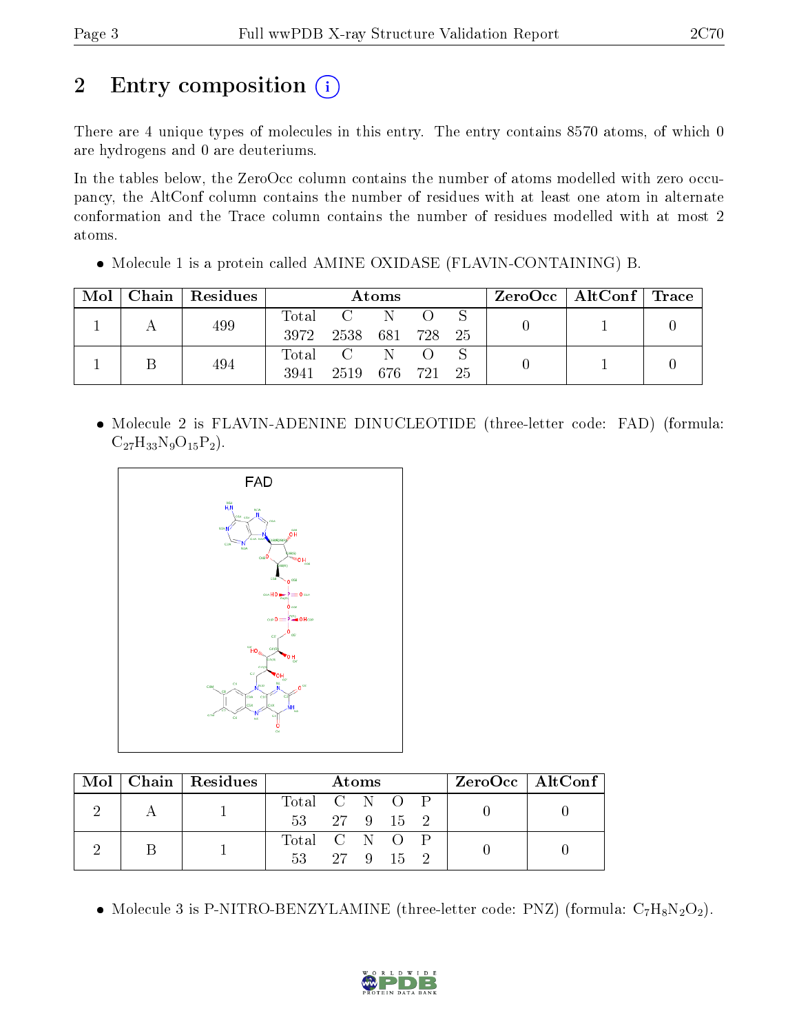## 2 Entry composition

There are 4 unique types of molecules in this entry. The entry contains 8570 atoms, of which 0 are hydrogens and 0 are deuteriums.

In the tables below, the ZeroOcc column contains the number of atoms modelled with zero occupancy, the AltConf column contains the number of residues with at least one atom in alternate conformation and the Trace column contains the number of residues modelled with at most 2 atoms.

- Molecule 1 is a protein called AMINE OXIDASE (FLAVIN-CONTAINING) B.

| Mol | Chain | Residues | Atoms | | | | | ZeroOcc | AltConf | Trace |
|---|---|---|---|---|---|---|---|---|---|---|
| 1 | A | 499 | Total | C | N | O | S | 0 | 1 | 0 |
| | | | 3972 | 2538 | 681 | 728 | 25 | | | |
| 1 | B | 494 | Total | C | N | O | S | 0 | 1 | 0 |
| | | | 3941 | 2519 | 676 | 721 | 25 | | | |

- Molecule 2 is FLAVIN-ADENINE DINUCLEOTIDE (three-letter code: FAD) (formula: $C_{27}H_{33}N_9O_{15}P_2$).

| Mol | Chain | Residues | Atoms | | | | | ZeroOcc | AltConf |
|---|---|---|---|---|---|---|---|---|---|
| 2 | A | 1 | Total | C | N | O | P | 0 | 0 |
| | | | 53 | 27 | 9 | 15 | 2 | | |
| 2 | B | 1 | Total | C | N | O | P | 0 | 0 |
| | | | 53 | 27 | 9 | 15 | 2 | | |

- Molecule 3 is P-NITRO-BENZYLAMINE (three-letter code: PNZ) (formula: $C_7H_8N_2O_2$).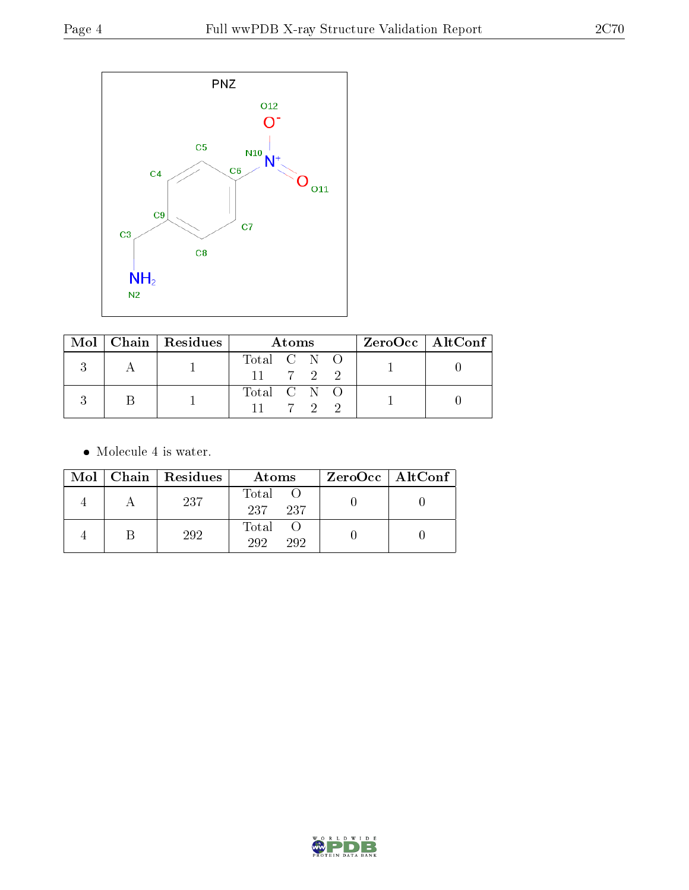| Mol | Chain | Residues | Atoms | | | | ZeroOcc | AltConf |
|---|---|---|---|---|---|---|---|---|
| | | | Total | C | N | O | | |
| 3 | A | 1 | 11 | 7 | 2 | 2 | 1 | 0 |
| 3 | B | 1 | 11 | 7 | 2 | 2 | 1 | 0 |

- Molecule 4 is water.

| Mol | Chain | Residues | Atoms | | ZeroOcc | AltConf |
|---|---|---|---|---|---|---|
| | | | Total | O | | |
| 4 | A | 237 | 237 | 237 | 0 | 0 |
| 4 | B | 292 | 292 | 292 | 0 | 0 |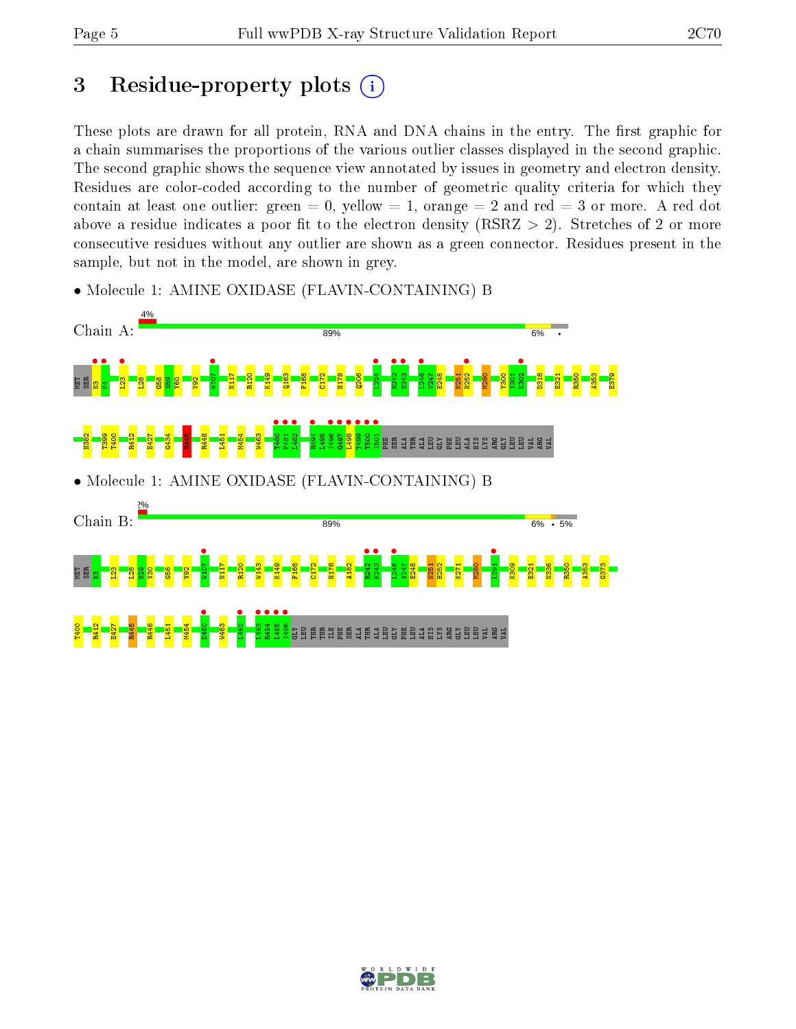# 3 Residue-property plots

These plots are drawn for all protein, RNA and DNA chains in the entry. The first graphic for a chain summarises the proportions of the various outlier classes displayed in the second graphic. The second graphic shows the sequence view annotated by issues in geometry and electron density. Residues are color-coded according to the number of geometric quality criteria for which they contain at least one outlier: green = 0, yellow = 1, orange = 2 and red = 3 or more. A red dot above a residue indicates a poor fit to the electron density (RSRZ > 2). Stretches of 2 or more consecutive residues without any outlier are shown as a green connector. Residues present in the sample, but not in the model, are shown in grey.

- Molecule 1: AMINE OXIDASE (FLAVIN-CONTAINING) B

Chain A: 4% | 89% | 6% | •

MET SER N3 K4 L23 L28 G58 S59 Y60 V92 W107 N117 R120 K149 Q163 F168 C172 H178 Q206 L224 R242 E243 L246 V247 E248 N251 H252 M280 Y300 Y301 K302 D318 E321 R350 A353 E379 H382 T399 T400 R412 E427 G434 N445 R448 L451 M454 W463 T480 P481 L482 R494 L495 I496 G497 L498 T499 T500 I501 PHE SER ALA THR ALA LEU GLY PHE LEU ALA HIS LYS ARG GLY LEU LEU VAL ARG VAL

- Molecule 1: AMINE OXIDASE (FLAVIN-CONTAINING) B

Chain B: 2% | 89% | 6% | • | 5%

MET SER N3 L23 L28 N29 V30 G58 V92 W107 N117 R120 W143 K149 F168 C172 H178 A182 R242 E243 L246 V247 E248 N251 H252 K271 M280 L291 K309 E321 N336 R350 A353 G373 T400 R412 E427 R445 R448 L451 M454 D460 W463 L482 L493 R494 L495 I496 GLY LEU THR THR ILE PHE SER ALA THR ALA LEU GLY PHE LEU ALA HIS LYS ARG GLY LEU LEU VAL ARG VAL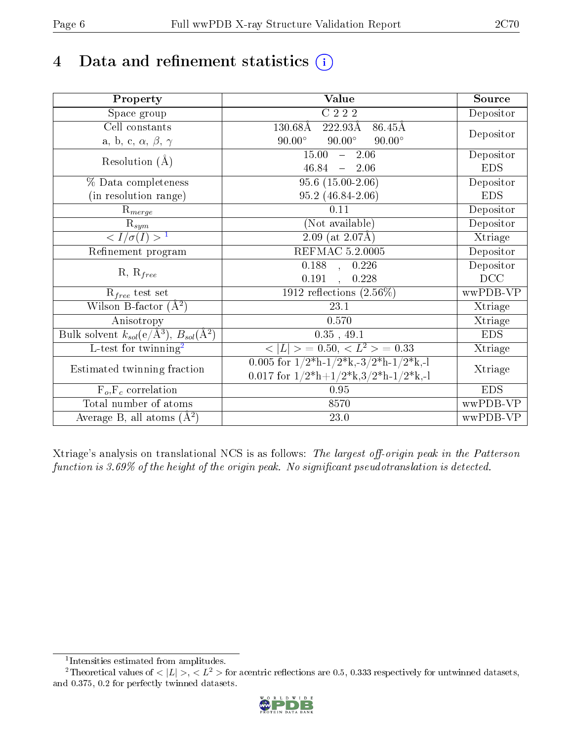# 4 Data and refinement statistics (i)

| Property | Value | Source |
|---|---|---|
| Space group | C 2 2 2 | Depositor |
| Cell constants<br>a, b, c, $\alpha$, $\beta$, $\gamma$ | 130.68Å 222.93Å 86.45Å<br>90.00° 90.00° 90.00° | Depositor |
| Resolution (Å) | 15.00 – 2.06<br>46.84 – 2.06 | Depositor<br>EDS |
| % Data completeness<br>(in resolution range) | 95.6 (15.00-2.06)<br>95.2 (46.84-2.06) | Depositor<br>EDS |
| $R_{merge}$ | 0.11 | Depositor |
| $R_{sym}$ | (Not available) | Depositor |
| $< I/\sigma(I) >$ [1] | 2.09 (at 2.07Å) | Xtriage |
| Refinement program | REFMAC 5.2.0005 | Depositor |
| R, $R_{free}$ | 0.188 , 0.226<br>0.191 , 0.228 | Depositor<br>DCC |
| $R_{free}$ test set | 1912 reflections (2.56%) | wwPDB-VP |
| Wilson B-factor (Å$^2$) | 23.1 | Xtriage |
| Anisotropy | 0.570 | Xtriage |
| Bulk solvent $k_{sol}$(e/Å$^3$), $B_{sol}$(Å$^2$) | 0.35 , 49.1 | EDS |
| L-test for twinning[2] | $< \|L\| >$ = 0.50, $< L^2 >$ = 0.33 | Xtriage |
| Estimated twinning fraction | 0.005 for 1/2*h-1/2*k,-3/2*h-1/2*k,-l<br>0.017 for 1/2*h+1/2*k,3/2*h-1/2*k,-l | Xtriage |
| $F_o$,$F_c$ correlation | 0.95 | EDS |
| Total number of atoms | 8570 | wwPDB-VP |
| Average B, all atoms (Å$^2$) | 23.0 | wwPDB-VP |

Xtriage's analysis on translational NCS is as follows: *The largest off-origin peak in the Patterson function is 3.69% of the height of the origin peak. No significant pseudotranslation is detected.*

[1] Intensities estimated from amplitudes.

[2] Theoretical values of $< |L| >$, $< L^2 >$ for acentric reflections are 0.5, 0.333 respectively for untwinned datasets, and 0.375, 0.2 for perfectly twinned datasets.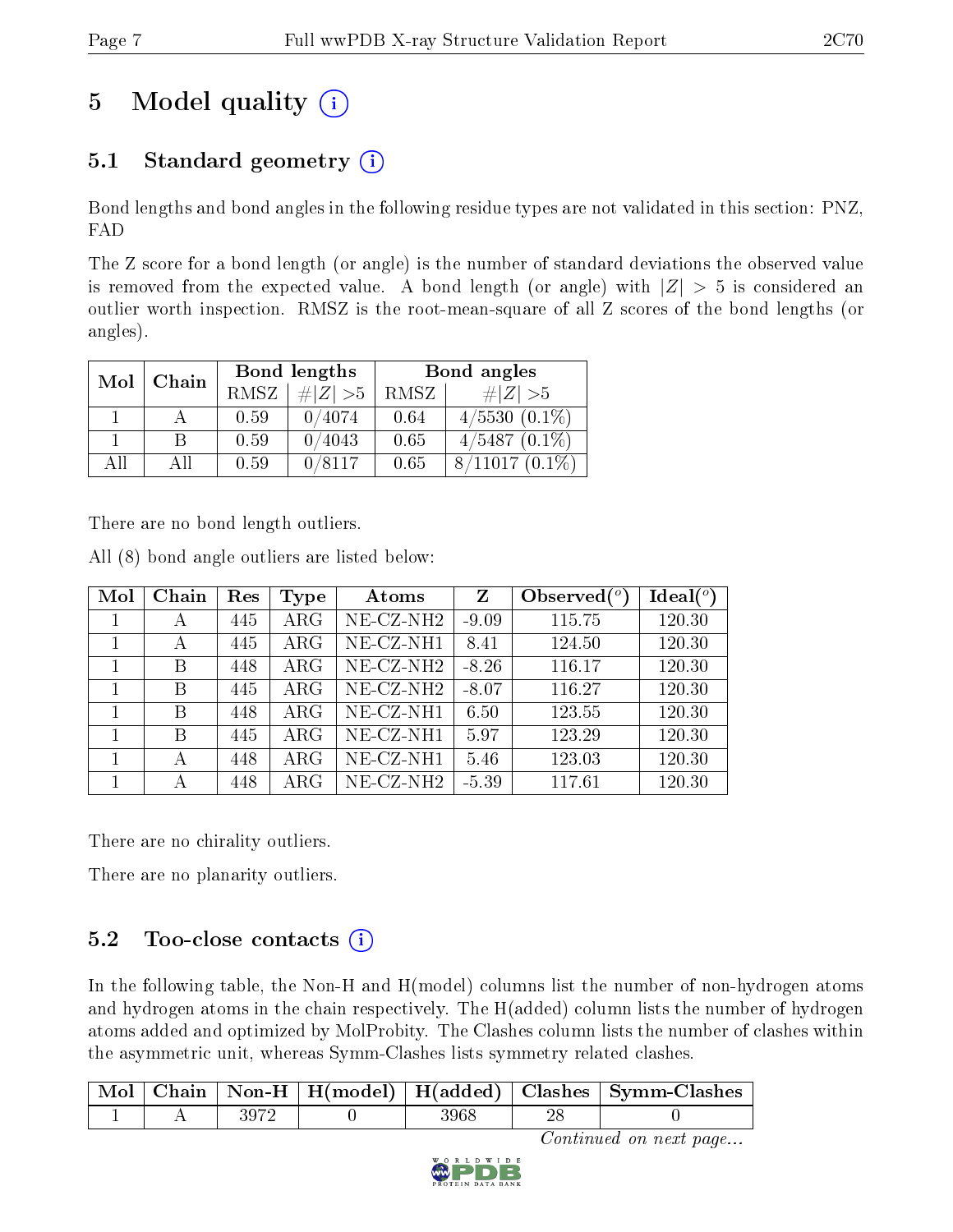# 5 Model quality

## 5.1 Standard geometry

Bond lengths and bond angles in the following residue types are not validated in this section: PNZ, FAD

The Z score for a bond length (or angle) is the number of standard deviations the observed value is removed from the expected value. A bond length (or angle) with $|Z| > 5$ is considered an outlier worth inspection. RMSZ is the root-mean-square of all Z scores of the bond lengths (or angles).

| Mol | Chain | Bond lengths | | Bond angles | |
|---|---|---|---|---|---|
| | | RMSZ | $\#\|Z\| > 5$ | RMSZ | $\#\|Z\| > 5$ |
| 1 | A | 0.59 | 0/4074 | 0.64 | 4/5530 (0.1%) |
| 1 | B | 0.59 | 0/4043 | 0.65 | 4/5487 (0.1%) |
| All | All | 0.59 | 0/8117 | 0.65 | 8/11017 (0.1%) |

There are no bond length outliers.

All (8) bond angle outliers are listed below:

| Mol | Chain | Res | Type | Atoms | Z | Observed(°) | Ideal(°) |
|---|---|---|---|---|---|---|---|
| 1 | A | 445 | ARG | NE-CZ-NH2 | -9.09 | 115.75 | 120.30 |
| 1 | A | 445 | ARG | NE-CZ-NH1 | 8.41 | 124.50 | 120.30 |
| 1 | B | 448 | ARG | NE-CZ-NH2 | -8.26 | 116.17 | 120.30 |
| 1 | B | 445 | ARG | NE-CZ-NH2 | -8.07 | 116.27 | 120.30 |
| 1 | B | 448 | ARG | NE-CZ-NH1 | 6.50 | 123.55 | 120.30 |
| 1 | B | 445 | ARG | NE-CZ-NH1 | 5.97 | 123.29 | 120.30 |
| 1 | A | 448 | ARG | NE-CZ-NH1 | 5.46 | 123.03 | 120.30 |
| 1 | A | 448 | ARG | NE-CZ-NH2 | -5.39 | 117.61 | 120.30 |

There are no chirality outliers.

There are no planarity outliers.

## 5.2 Too-close contacts

In the following table, the Non-H and H(model) columns list the number of non-hydrogen atoms and hydrogen atoms in the chain respectively. The H(added) column lists the number of hydrogen atoms added and optimized by MolProbity. The Clashes column lists the number of clashes within the asymmetric unit, whereas Symm-Clashes lists symmetry related clashes.

| Mol | Chain | Non-H | H(model) | H(added) | Clashes | Symm-Clashes |
|---|---|---|---|---|---|---|
| 1 | A | 3972 | 0 | 3968 | 28 | 0 |

*Continued on next page...*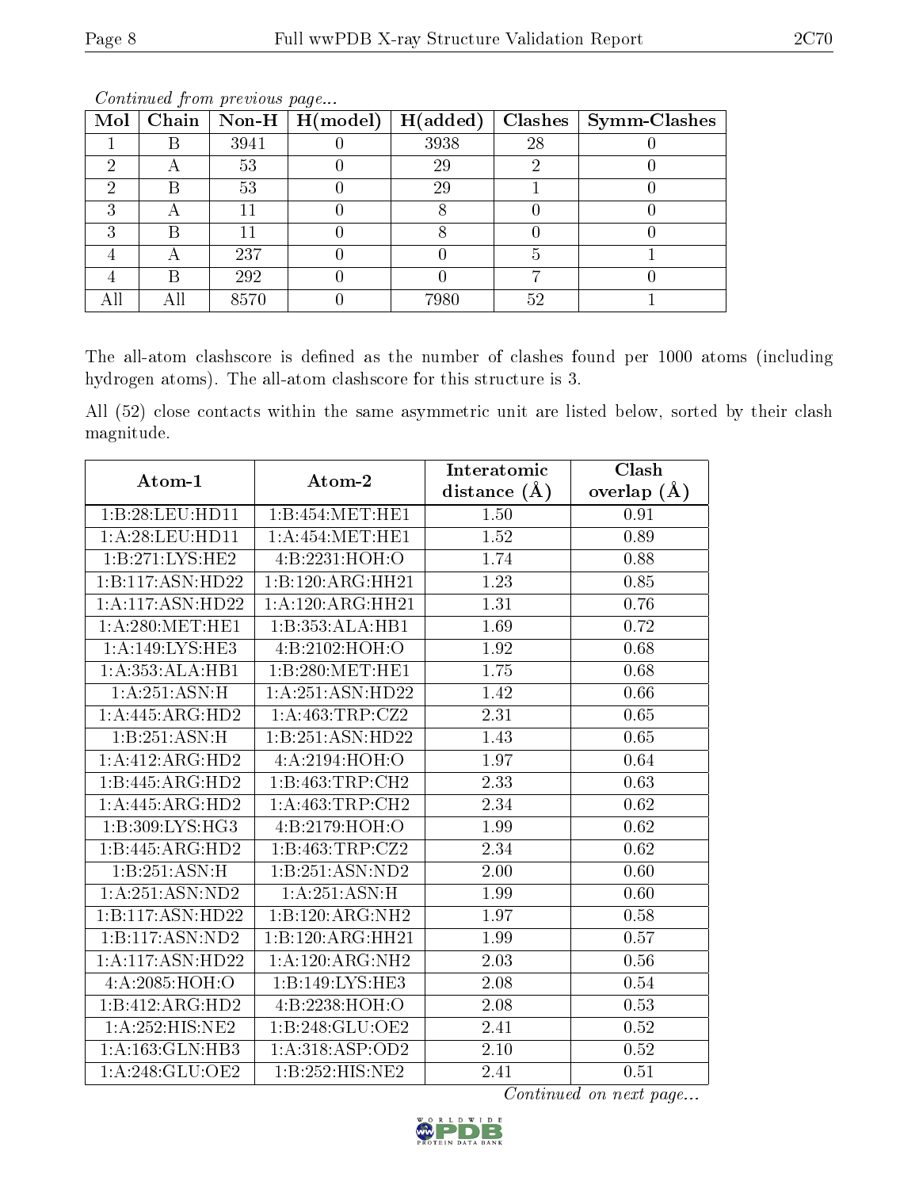*Continued from previous page...*

| Mol | Chain | Non-H | H(model) | H(added) | Clashes | Symm-Clashes |
|---|---|---|---|---|---|---|
| 1 | B | 3941 | 0 | 3938 | 28 | 0 |
| 2 | A | 53 | 0 | 29 | 2 | 0 |
| 2 | B | 53 | 0 | 29 | 1 | 0 |
| 3 | A | 11 | 0 | 8 | 0 | 0 |
| 3 | B | 11 | 0 | 8 | 0 | 0 |
| 4 | A | 237 | 0 | 0 | 5 | 1 |
| 4 | B | 292 | 0 | 0 | 7 | 0 |
| All | All | 8570 | 0 | 7980 | 52 | 1 |

The all-atom clashscore is defined as the number of clashes found per 1000 atoms (including hydrogen atoms). The all-atom clashscore for this structure is 3.

All (52) close contacts within the same asymmetric unit are listed below, sorted by their clash magnitude.

| Atom-1 | Atom-2 | Interatomic distance (Å) | Clash overlap (Å) |
|---|---|---|---|
| 1:B:28:LEU:HD11 | 1:B:454:MET:HE1 | 1.50 | 0.91 |
| 1:A:28:LEU:HD11 | 1:A:454:MET:HE1 | 1.52 | 0.89 |
| 1:B:271:LYS:HE2 | 4:B:2231:HOH:O | 1.74 | 0.88 |
| 1:B:117:ASN:HD22 | 1:B:120:ARG:HH21 | 1.23 | 0.85 |
| 1:A:117:ASN:HD22 | 1:A:120:ARG:HH21 | 1.31 | 0.76 |
| 1:A:280:MET:HE1 | 1:B:353:ALA:HB1 | 1.69 | 0.72 |
| 1:A:149:LYS:HE3 | 4:B:2102:HOH:O | 1.92 | 0.68 |
| 1:A:353:ALA:HB1 | 1:B:280:MET:HE1 | 1.75 | 0.68 |
| 1:A:251:ASN:H | 1:A:251:ASN:HD22 | 1.42 | 0.66 |
| 1:A:445:ARG:HD2 | 1:A:463:TRP:CZ2 | 2.31 | 0.65 |
| 1:B:251:ASN:H | 1:B:251:ASN:HD22 | 1.43 | 0.65 |
| 1:A:412:ARG:HD2 | 4:A:2194:HOH:O | 1.97 | 0.64 |
| 1:B:445:ARG:HD2 | 1:B:463:TRP:CH2 | 2.33 | 0.63 |
| 1:A:445:ARG:HD2 | 1:A:463:TRP:CH2 | 2.34 | 0.62 |
| 1:B:309:LYS:HG3 | 4:B:2179:HOH:O | 1.99 | 0.62 |
| 1:B:445:ARG:HD2 | 1:B:463:TRP:CZ2 | 2.34 | 0.62 |
| 1:B:251:ASN:H | 1:B:251:ASN:ND2 | 2.00 | 0.60 |
| 1:A:251:ASN:ND2 | 1:A:251:ASN:H | 1.99 | 0.60 |
| 1:B:117:ASN:HD22 | 1:B:120:ARG:NH2 | 1.97 | 0.58 |
| 1:B:117:ASN:ND2 | 1:B:120:ARG:HH21 | 1.99 | 0.57 |
| 1:A:117:ASN:HD22 | 1:A:120:ARG:NH2 | 2.03 | 0.56 |
| 4:A:2085:HOH:O | 1:B:149:LYS:HE3 | 2.08 | 0.54 |
| 1:B:412:ARG:HD2 | 4:B:2238:HOH:O | 2.08 | 0.53 |
| 1:A:252:HIS:NE2 | 1:B:248:GLU:OE2 | 2.41 | 0.52 |
| 1:A:163:GLN:HB3 | 1:A:318:ASP:OD2 | 2.10 | 0.52 |
| 1:A:248:GLU:OE2 | 1:B:252:HIS:NE2 | 2.41 | 0.51 |

*Continued on next page...*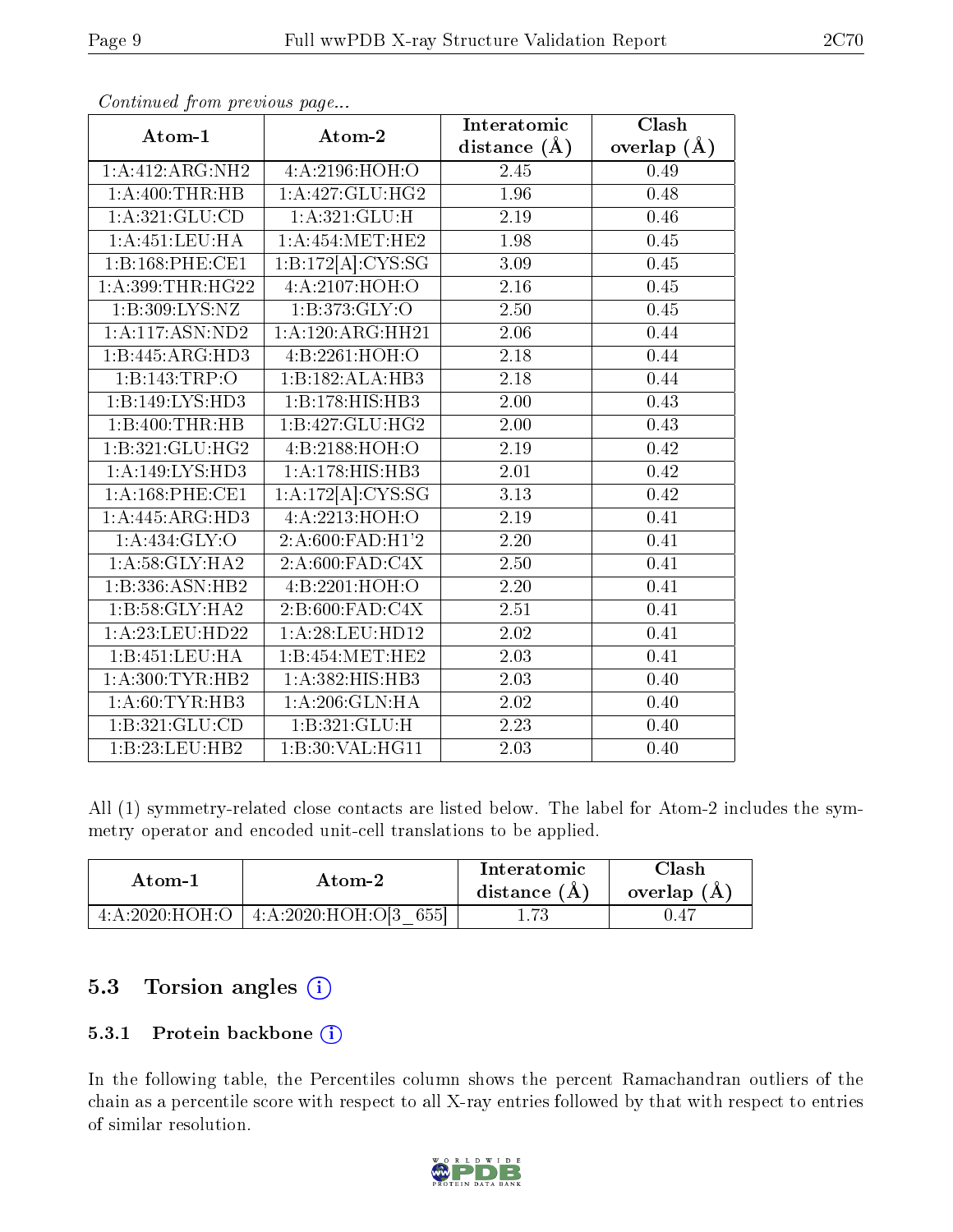*Continued from previous page...*

| Atom-1 | Atom-2 | Interatomic distance (Å) | Clash overlap (Å) |
|---|---|---|---|
| 1:A:412:ARG:NH2 | 4:A:2196:HOH:O | 2.45 | 0.49 |
| 1:A:400:THR:HB | 1:A:427:GLU:HG2 | 1.96 | 0.48 |
| 1:A:321:GLU:CD | 1:A:321:GLU:H | 2.19 | 0.46 |
| 1:A:451:LEU:HA | 1:A:454:MET:HE2 | 1.98 | 0.45 |
| 1:B:168:PHE:CE1 | 1:B:172[A]:CYS:SG | 3.09 | 0.45 |
| 1:A:399:THR:HG22 | 4:A:2107:HOH:O | 2.16 | 0.45 |
| 1:B:309:LYS:NZ | 1:B:373:GLY:O | 2.50 | 0.45 |
| 1:A:117:ASN:ND2 | 1:A:120:ARG:HH21 | 2.06 | 0.44 |
| 1:B:445:ARG:HD3 | 4:B:2261:HOH:O | 2.18 | 0.44 |
| 1:B:143:TRP:O | 1:B:182:ALA:HB3 | 2.18 | 0.44 |
| 1:B:149:LYS:HD3 | 1:B:178:HIS:HB3 | 2.00 | 0.43 |
| 1:B:400:THR:HB | 1:B:427:GLU:HG2 | 2.00 | 0.43 |
| 1:B:321:GLU:HG2 | 4:B:2188:HOH:O | 2.19 | 0.42 |
| 1:A:149:LYS:HD3 | 1:A:178:HIS:HB3 | 2.01 | 0.42 |
| 1:A:168:PHE:CE1 | 1:A:172[A]:CYS:SG | 3.13 | 0.42 |
| 1:A:445:ARG:HD3 | 4:A:2213:HOH:O | 2.19 | 0.41 |
| 1:A:434:GLY:O | 2:A:600:FAD:H1'2 | 2.20 | 0.41 |
| 1:A:58:GLY:HA2 | 2:A:600:FAD:C4X | 2.50 | 0.41 |
| 1:B:336:ASN:HB2 | 4:B:2201:HOH:O | 2.20 | 0.41 |
| 1:B:58:GLY:HA2 | 2:B:600:FAD:C4X | 2.51 | 0.41 |
| 1:A:23:LEU:HD22 | 1:A:28:LEU:HD12 | 2.02 | 0.41 |
| 1:B:451:LEU:HA | 1:B:454:MET:HE2 | 2.03 | 0.41 |
| 1:A:300:TYR:HB2 | 1:A:382:HIS:HB3 | 2.03 | 0.40 |
| 1:A:60:TYR:HB3 | 1:A:206:GLN:HA | 2.02 | 0.40 |
| 1:B:321:GLU:CD | 1:B:321:GLU:H | 2.23 | 0.40 |
| 1:B:23:LEU:HB2 | 1:B:30:VAL:HG11 | 2.03 | 0.40 |

All (1) symmetry-related close contacts are listed below. The label for Atom-2 includes the symmetry operator and encoded unit-cell translations to be applied.

| Atom-1 | Atom-2 | Interatomic distance (Å) | Clash overlap (Å) |
|---|---|---|---|
| 4:A:2020:HOH:O | 4:A:2020:HOH:O[3_655] | 1.73 | 0.47 |

## 5.3 Torsion angles

### 5.3.1 Protein backbone

In the following table, the Percentiles column shows the percent Ramachandran outliers of the chain as a percentile score with respect to all X-ray entries followed by that with respect to entries of similar resolution.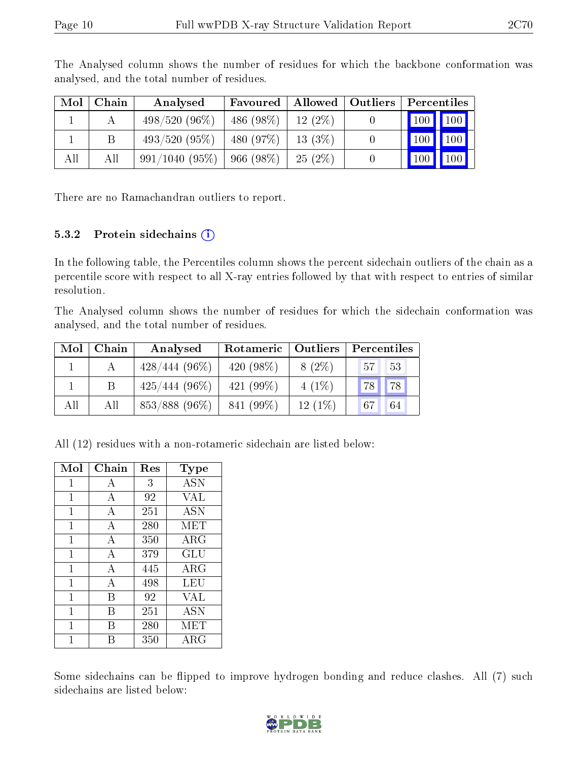The Analysed column shows the number of residues for which the backbone conformation was analysed, and the total number of residues.

| Mol | Chain | Analysed | Favoured | Allowed | Outliers | Percentiles | |
|---|---|---|---|---|---|---|---|
| 1 | A | 498/520 (96%) | 486 (98%) | 12 (2%) | 0 | 100 | 100 |
| 1 | B | 493/520 (95%) | 480 (97%) | 13 (3%) | 0 | 100 | 100 |
| All | All | 991/1040 (95%) | 966 (98%) | 25 (2%) | 0 | 100 | 100 |

There are no Ramachandran outliers to report.

### 5.3.2 Protein sidechains (i)

In the following table, the Percentiles column shows the percent sidechain outliers of the chain as a percentile score with respect to all X-ray entries followed by that with respect to entries of similar resolution.

The Analysed column shows the number of residues for which the sidechain conformation was analysed, and the total number of residues.

| Mol | Chain | Analysed | Rotameric | Outliers | Percentiles | |
|---|---|---|---|---|---|---|
| 1 | A | 428/444 (96%) | 420 (98%) | 8 (2%) | 57 | 53 |
| 1 | B | 425/444 (96%) | 421 (99%) | 4 (1%) | 78 | 78 |
| All | All | 853/888 (96%) | 841 (99%) | 12 (1%) | 67 | 64 |

All (12) residues with a non-rotameric sidechain are listed below:

| Mol | Chain | Res | Type |
|---|---|---|---|
| 1 | A | 3 | ASN |
| 1 | A | 92 | VAL |
| 1 | A | 251 | ASN |
| 1 | A | 280 | MET |
| 1 | A | 350 | ARG |
| 1 | A | 379 | GLU |
| 1 | A | 445 | ARG |
| 1 | A | 498 | LEU |
| 1 | B | 92 | VAL |
| 1 | B | 251 | ASN |
| 1 | B | 280 | MET |
| 1 | B | 350 | ARG |

Some sidechains can be flipped to improve hydrogen bonding and reduce clashes. All (7) such sidechains are listed below: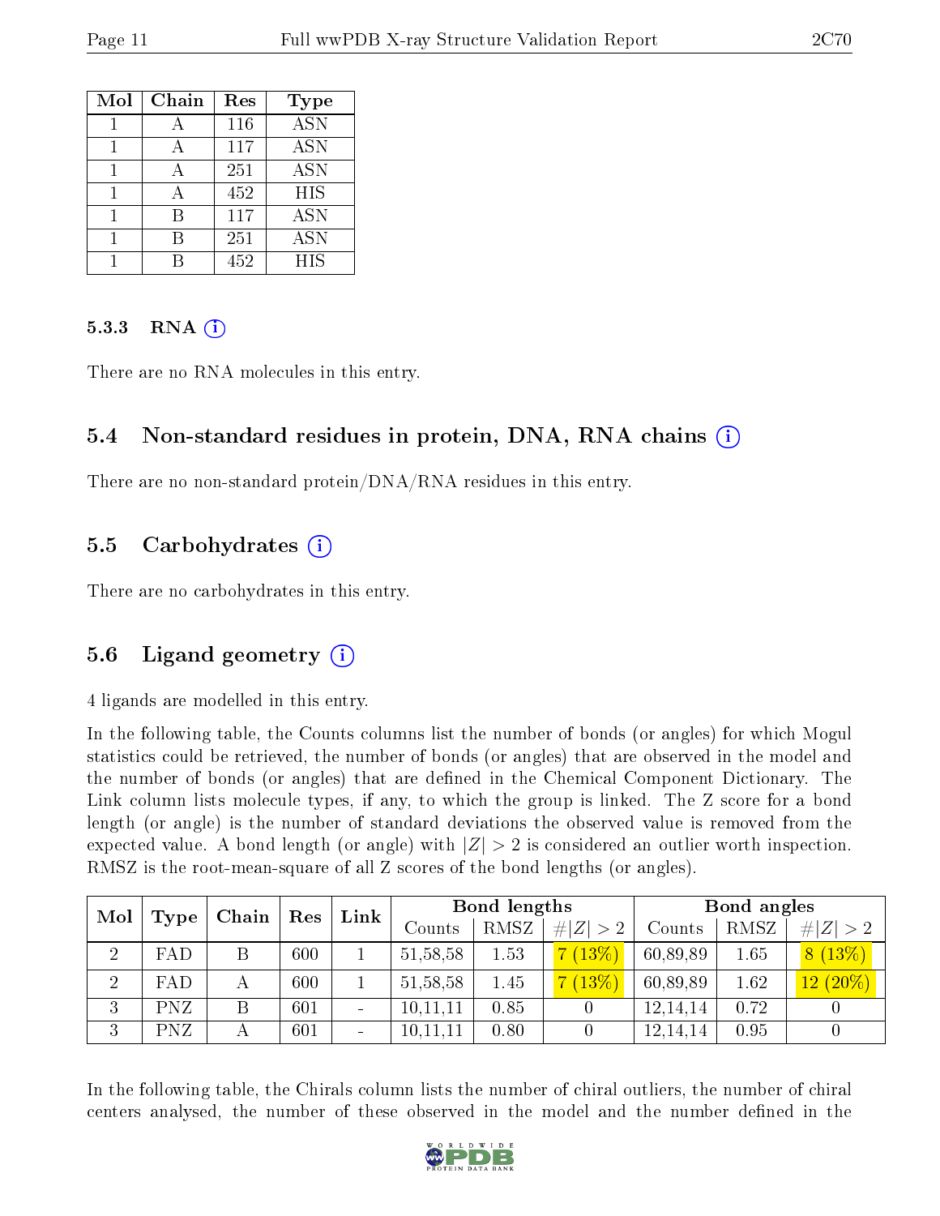| Mol | Chain | Res | Type |
|---|---|---|---|
| 1 | A | 116 | ASN |
| 1 | A | 117 | ASN |
| 1 | A | 251 | ASN |
| 1 | A | 452 | HIS |
| 1 | B | 117 | ASN |
| 1 | B | 251 | ASN |
| 1 | B | 452 | HIS |

#### 5.3.3 RNA (i)

There are no RNA molecules in this entry.

### 5.4 Non-standard residues in protein, DNA, RNA chains (i)

There are no non-standard protein/DNA/RNA residues in this entry.

### 5.5 Carbohydrates (i)

There are no carbohydrates in this entry.

### 5.6 Ligand geometry (i)

4 ligands are modelled in this entry.

In the following table, the Counts columns list the number of bonds (or angles) for which Mogul statistics could be retrieved, the number of bonds (or angles) that are observed in the model and the number of bonds (or angles) that are defined in the Chemical Component Dictionary. The Link column lists molecule types, if any, to which the group is linked. The Z score for a bond length (or angle) is the number of standard deviations the observed value is removed from the expected value. A bond length (or angle) with $|Z| > 2$ is considered an outlier worth inspection. RMSZ is the root-mean-square of all Z scores of the bond lengths (or angles).

| Mol | Type | Chain | Res | Link | Bond lengths | | | Bond angles | | |
|---|---|---|---|---|---|---|---|---|---|---|
| | | | | | Counts | RMSZ | $\#\|Z\| > 2$ | Counts | RMSZ | $\#\|Z\| > 2$ |
| 2 | FAD | B | 600 | 1 | 51,58,58 | 1.53 | 7 (13%) | 60,89,89 | 1.65 | 8 (13%) |
| 2 | FAD | A | 600 | 1 | 51,58,58 | 1.45 | 7 (13%) | 60,89,89 | 1.62 | 12 (20%) |
| 3 | PNZ | B | 601 | - | 10,11,11 | 0.85 | 0 | 12,14,14 | 0.72 | 0 |
| 3 | PNZ | A | 601 | - | 10,11,11 | 0.80 | 0 | 12,14,14 | 0.95 | 0 |

In the following table, the Chirals column lists the number of chiral outliers, the number of chiral centers analysed, the number of these observed in the model and the number defined in the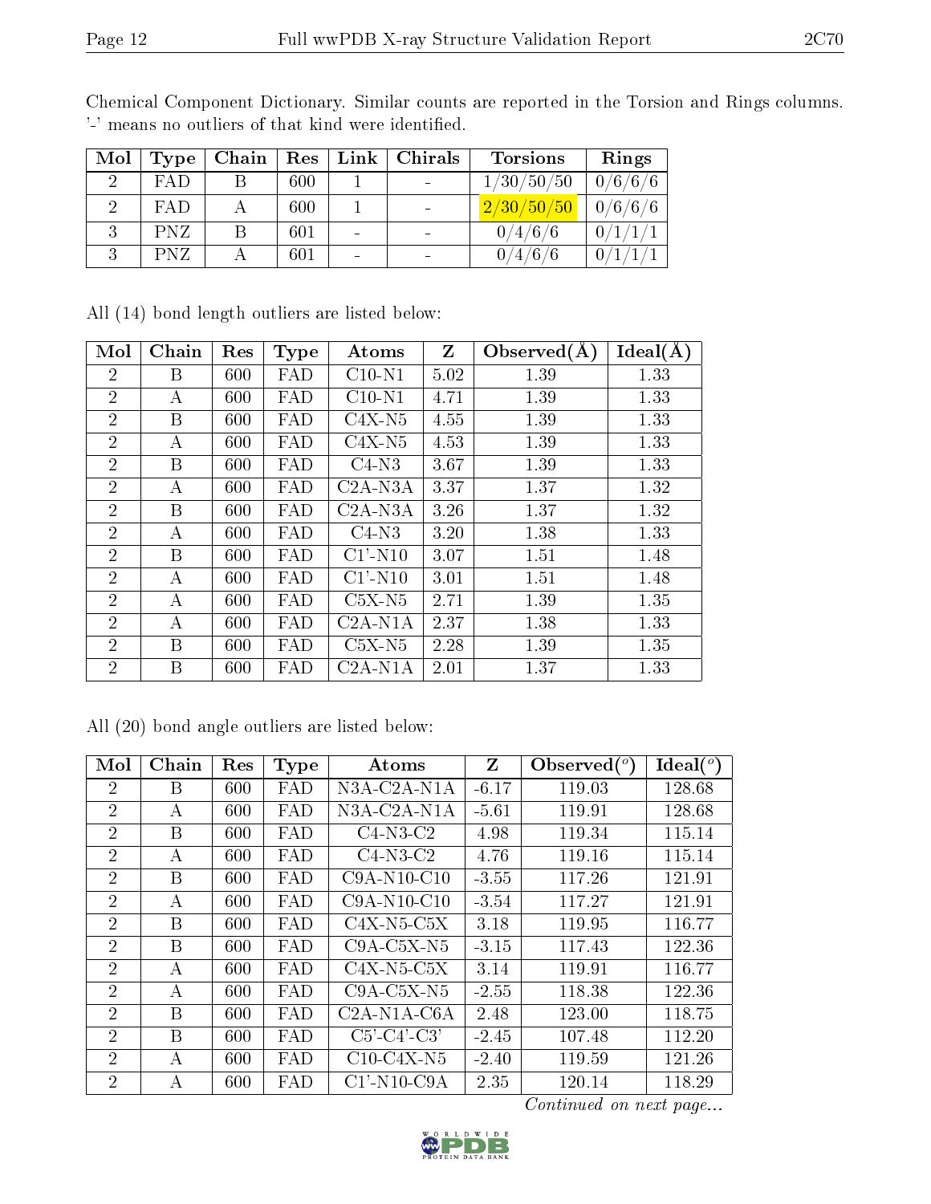Chemical Component Dictionary. Similar counts are reported in the Torsion and Rings columns. '-' means no outliers of that kind were identified.

| Mol | Type | Chain | Res | Link | Chirals | Torsions | Rings |
|---|---|---|---|---|---|---|---|
| 2 | FAD | B | 600 | 1 | - | 1/30/50/50 | 0/6/6/6 |
| 2 | FAD | A | 600 | 1 | - | 2/30/50/50 | 0/6/6/6 |
| 3 | PNZ | B | 601 | - | - | 0/4/6/6 | 0/1/1/1 |
| 3 | PNZ | A | 601 | - | - | 0/4/6/6 | 0/1/1/1 |

All (14) bond length outliers are listed below:

| Mol | Chain | Res | Type | Atoms | Z | Observed(Å) | Ideal(Å) |
|---|---|---|---|---|---|---|---|
| 2 | B | 600 | FAD | C10-N1 | 5.02 | 1.39 | 1.33 |
| 2 | A | 600 | FAD | C10-N1 | 4.71 | 1.39 | 1.33 |
| 2 | B | 600 | FAD | C4X-N5 | 4.55 | 1.39 | 1.33 |
| 2 | A | 600 | FAD | C4X-N5 | 4.53 | 1.39 | 1.33 |
| 2 | B | 600 | FAD | C4-N3 | 3.67 | 1.39 | 1.33 |
| 2 | A | 600 | FAD | C2A-N3A | 3.37 | 1.37 | 1.32 |
| 2 | B | 600 | FAD | C2A-N3A | 3.26 | 1.37 | 1.32 |
| 2 | A | 600 | FAD | C4-N3 | 3.20 | 1.38 | 1.33 |
| 2 | B | 600 | FAD | C1'-N10 | 3.07 | 1.51 | 1.48 |
| 2 | A | 600 | FAD | C1'-N10 | 3.01 | 1.51 | 1.48 |
| 2 | A | 600 | FAD | C5X-N5 | 2.71 | 1.39 | 1.35 |
| 2 | A | 600 | FAD | C2A-N1A | 2.37 | 1.38 | 1.33 |
| 2 | B | 600 | FAD | C5X-N5 | 2.28 | 1.39 | 1.35 |
| 2 | B | 600 | FAD | C2A-N1A | 2.01 | 1.37 | 1.33 |

All (20) bond angle outliers are listed below:

| Mol | Chain | Res | Type | Atoms | Z | Observed(°) | Ideal(°) |
|---|---|---|---|---|---|---|---|
| 2 | B | 600 | FAD | N3A-C2A-N1A | -6.17 | 119.03 | 128.68 |
| 2 | A | 600 | FAD | N3A-C2A-N1A | -5.61 | 119.91 | 128.68 |
| 2 | B | 600 | FAD | C4-N3-C2 | 4.98 | 119.34 | 115.14 |
| 2 | A | 600 | FAD | C4-N3-C2 | 4.76 | 119.16 | 115.14 |
| 2 | B | 600 | FAD | C9A-N10-C10 | -3.55 | 117.26 | 121.91 |
| 2 | A | 600 | FAD | C9A-N10-C10 | -3.54 | 117.27 | 121.91 |
| 2 | B | 600 | FAD | C4X-N5-C5X | 3.18 | 119.95 | 116.77 |
| 2 | B | 600 | FAD | C9A-C5X-N5 | -3.15 | 117.43 | 122.36 |
| 2 | A | 600 | FAD | C4X-N5-C5X | 3.14 | 119.91 | 116.77 |
| 2 | A | 600 | FAD | C9A-C5X-N5 | -2.55 | 118.38 | 122.36 |
| 2 | B | 600 | FAD | C2A-N1A-C6A | 2.48 | 123.00 | 118.75 |
| 2 | B | 600 | FAD | C5'-C4'-C3' | -2.45 | 107.48 | 112.20 |
| 2 | A | 600 | FAD | C10-C4X-N5 | -2.40 | 119.59 | 121.26 |
| 2 | A | 600 | FAD | C1'-N10-C9A | 2.35 | 120.14 | 118.29 |

*Continued on next page...*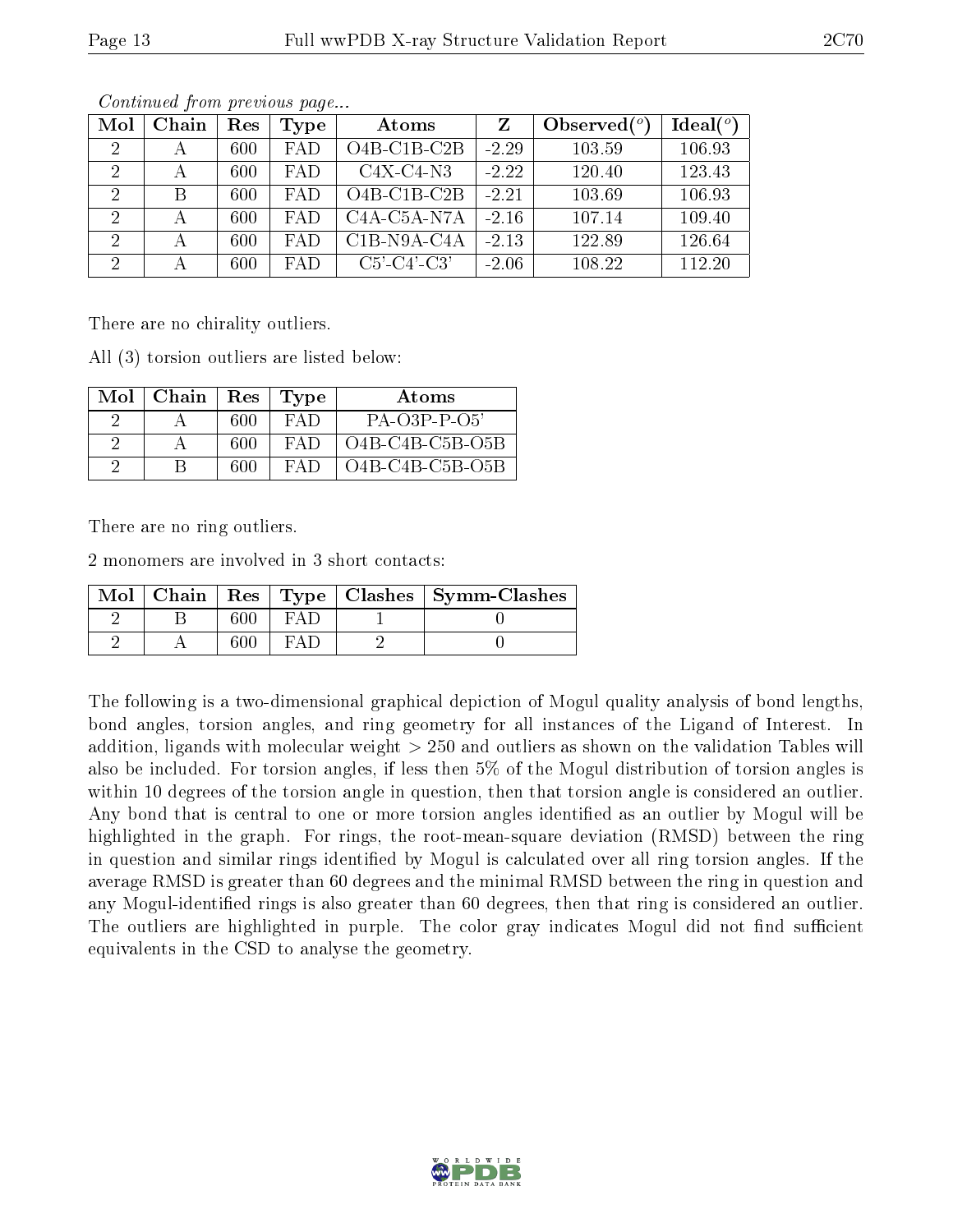*Continued from previous page...*

| Mol | Chain | Res | Type | Atoms | Z | Observed(°) | Ideal(°) |
|---|---|---|---|---|---|---|---|
| 2 | A | 600 | FAD | O4B-C1B-C2B | -2.29 | 103.59 | 106.93 |
| 2 | A | 600 | FAD | C4X-C4-N3 | -2.22 | 120.40 | 123.43 |
| 2 | B | 600 | FAD | O4B-C1B-C2B | -2.21 | 103.69 | 106.93 |
| 2 | A | 600 | FAD | C4A-C5A-N7A | -2.16 | 107.14 | 109.40 |
| 2 | A | 600 | FAD | C1B-N9A-C4A | -2.13 | 122.89 | 126.64 |
| 2 | A | 600 | FAD | C5'-C4'-C3' | -2.06 | 108.22 | 112.20 |

There are no chirality outliers.

All (3) torsion outliers are listed below:

| Mol | Chain | Res | Type | Atoms |
|---|---|---|---|---|
| 2 | A | 600 | FAD | PA-O3P-P-O5' |
| 2 | A | 600 | FAD | O4B-C4B-C5B-O5B |
| 2 | B | 600 | FAD | O4B-C4B-C5B-O5B |

There are no ring outliers.

2 monomers are involved in 3 short contacts:

| Mol | Chain | Res | Type | Clashes | Symm-Clashes |
|---|---|---|---|---|---|
| 2 | B | 600 | FAD | 1 | 0 |
| 2 | A | 600 | FAD | 2 | 0 |

The following is a two-dimensional graphical depiction of Mogul quality analysis of bond lengths, bond angles, torsion angles, and ring geometry for all instances of the Ligand of Interest. In addition, ligands with molecular weight > 250 and outliers as shown on the validation Tables will also be included. For torsion angles, if less then 5% of the Mogul distribution of torsion angles is within 10 degrees of the torsion angle in question, then that torsion angle is considered an outlier. Any bond that is central to one or more torsion angles identified as an outlier by Mogul will be highlighted in the graph. For rings, the root-mean-square deviation (RMSD) between the ring in question and similar rings identified by Mogul is calculated over all ring torsion angles. If the average RMSD is greater than 60 degrees and the minimal RMSD between the ring in question and any Mogul-identified rings is also greater than 60 degrees, then that ring is considered an outlier. The outliers are highlighted in purple. The color gray indicates Mogul did not find sufficient equivalents in the CSD to analyse the geometry.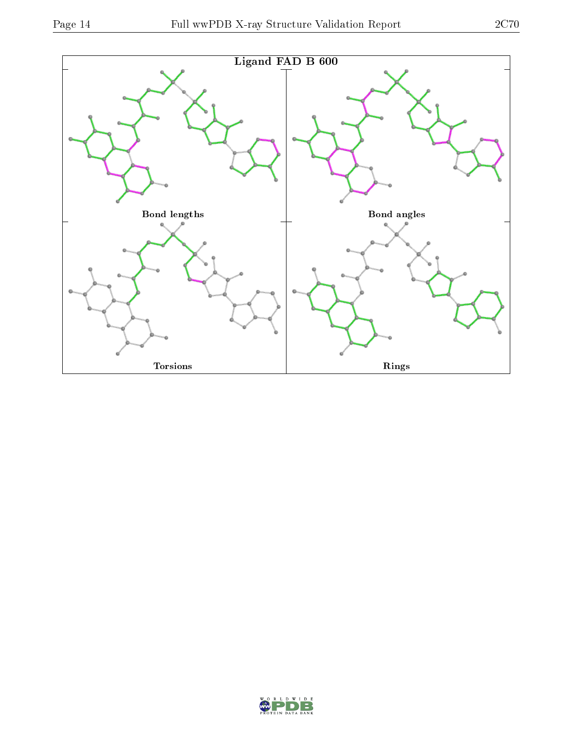Ligand FAD B 600

Bond lengths

Bond angles

Torsions

Rings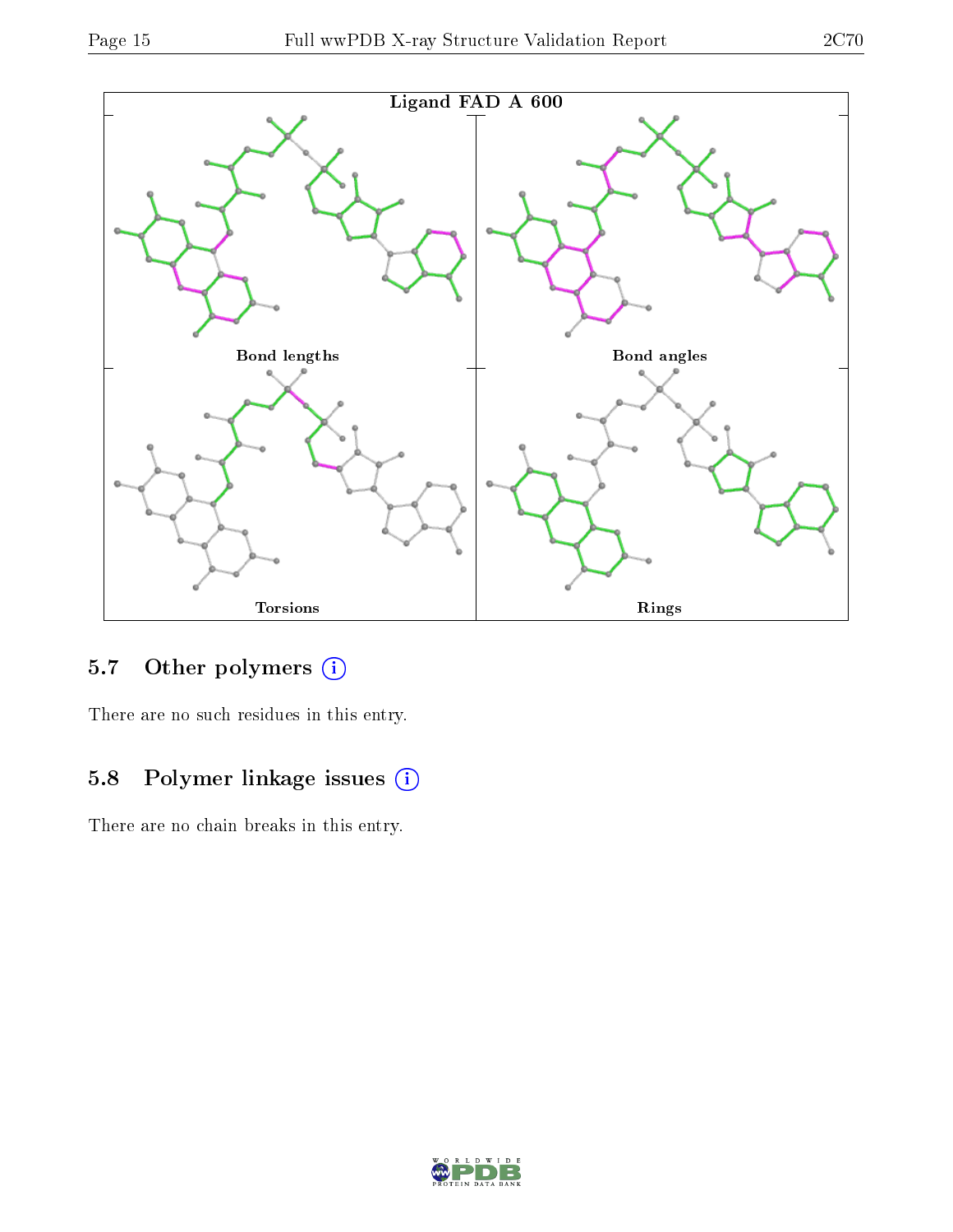Ligand FAD A 600

Bond lengths

Bond angles

Torsions

Rings

## 5.7 Other polymers

There are no such residues in this entry.

## 5.8 Polymer linkage issues

There are no chain breaks in this entry.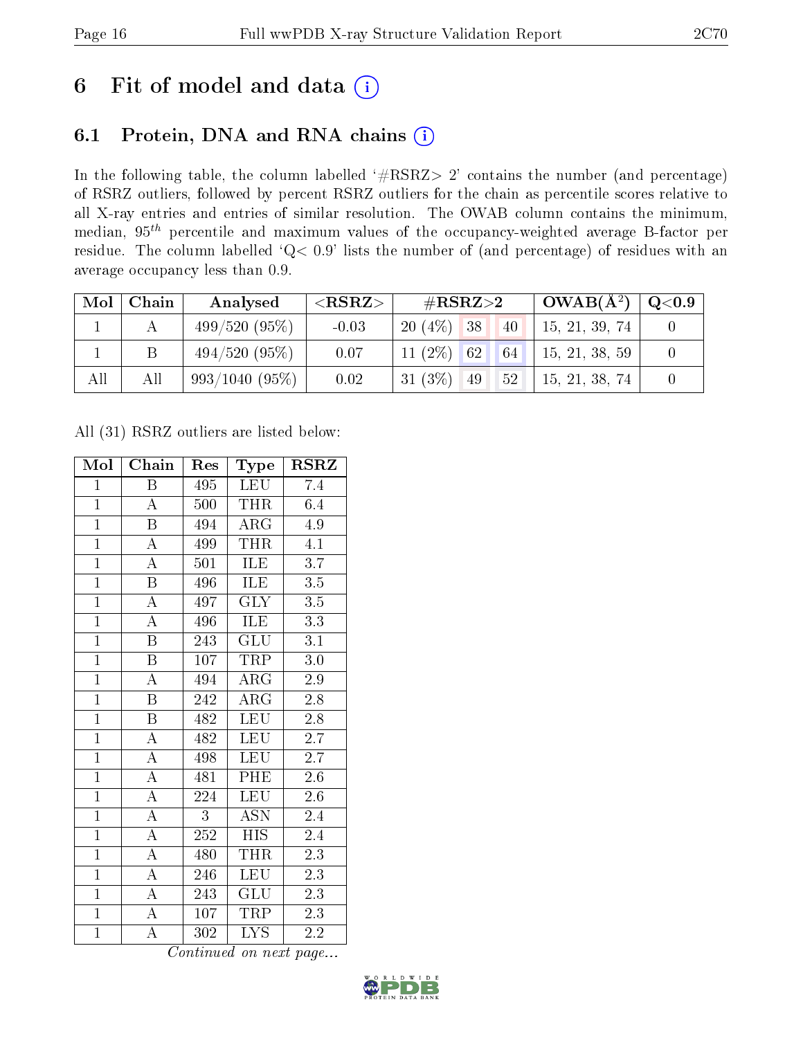# 6 Fit of model and data

## 6.1 Protein, DNA and RNA chains

In the following table, the column labelled '#RSRZ> 2' contains the number (and percentage) of RSRZ outliers, followed by percent RSRZ outliers for the chain as percentile scores relative to all X-ray entries and entries of similar resolution. The OWAB column contains the minimum, median, $95^{th}$ percentile and maximum values of the occupancy-weighted average B-factor per residue. The column labelled 'Q< 0.9' lists the number of (and percentage) of residues with an average occupancy less than 0.9.

| Mol | Chain | Analysed | <RSRZ> | #RSRZ>2 | | | OWAB(Å$^2$) | Q<0.9 |
|---|---|---|---|---|---|---|---|---|
| 1 | A | 499/520 (95%) | -0.03 | 20 (4%) | 38 | 40 | 15, 21, 39, 74 | 0 |
| 1 | B | 494/520 (95%) | 0.07 | 11 (2%) | 62 | 64 | 15, 21, 38, 59 | 0 |
| All | All | 993/1040 (95%) | 0.02 | 31 (3%) | 49 | 52 | 15, 21, 38, 74 | 0 |

All (31) RSRZ outliers are listed below:

| Mol | Chain | Res | Type | RSRZ |
|---|---|---|---|---|
| 1 | B | 495 | LEU | 7.4 |
| 1 | A | 500 | THR | 6.4 |
| 1 | B | 494 | ARG | 4.9 |
| 1 | A | 499 | THR | 4.1 |
| 1 | A | 501 | ILE | 3.7 |
| 1 | B | 496 | ILE | 3.5 |
| 1 | A | 497 | GLY | 3.5 |
| 1 | A | 496 | ILE | 3.3 |
| 1 | B | 243 | GLU | 3.1 |
| 1 | B | 107 | TRP | 3.0 |
| 1 | A | 494 | ARG | 2.9 |
| 1 | B | 242 | ARG | 2.8 |
| 1 | B | 482 | LEU | 2.8 |
| 1 | A | 482 | LEU | 2.7 |
| 1 | A | 498 | LEU | 2.7 |
| 1 | A | 481 | PHE | 2.6 |
| 1 | A | 224 | LEU | 2.6 |
| 1 | A | 3 | ASN | 2.4 |
| 1 | A | 252 | HIS | 2.4 |
| 1 | A | 480 | THR | 2.3 |
| 1 | A | 246 | LEU | 2.3 |
| 1 | A | 243 | GLU | 2.3 |
| 1 | A | 107 | TRP | 2.3 |
| 1 | A | 302 | LYS | 2.2 |

*Continued on next page...*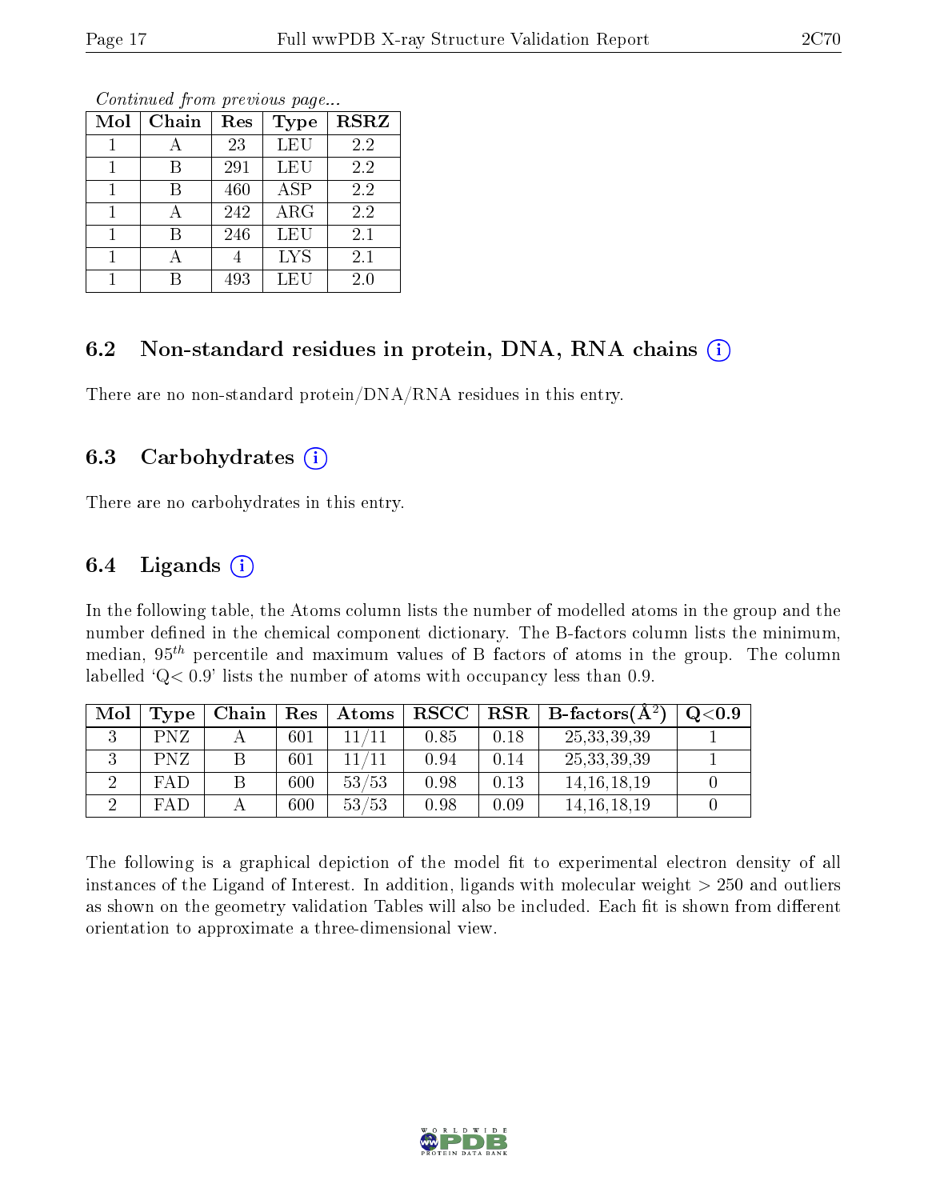*Continued from previous page...*

| Mol | Chain | Res | Type | RSRZ |
|---|---|---|---|---|
| 1 | A | 23 | LEU | 2.2 |
| 1 | B | 291 | LEU | 2.2 |
| 1 | B | 460 | ASP | 2.2 |
| 1 | A | 242 | ARG | 2.2 |
| 1 | B | 246 | LEU | 2.1 |
| 1 | A | 4 | LYS | 2.1 |
| 1 | B | 493 | LEU | 2.0 |

## 6.2 Non-standard residues in protein, DNA, RNA chains (i)

There are no non-standard protein/DNA/RNA residues in this entry.

## 6.3 Carbohydrates (i)

There are no carbohydrates in this entry.

## 6.4 Ligands (i)

In the following table, the Atoms column lists the number of modelled atoms in the group and the number defined in the chemical component dictionary. The B-factors column lists the minimum, median, $95^{th}$ percentile and maximum values of B factors of atoms in the group. The column labelled 'Q< 0.9' lists the number of atoms with occupancy less than 0.9.

| Mol | Type | Chain | Res | Atoms | RSCC | RSR | B-factors($Å^2$) | Q<0.9 |
|---|---|---|---|---|---|---|---|---|
| 3 | PNZ | A | 601 | 11/11 | 0.85 | 0.18 | 25,33,39,39 | 1 |
| 3 | PNZ | B | 601 | 11/11 | 0.94 | 0.14 | 25,33,39,39 | 1 |
| 2 | FAD | B | 600 | 53/53 | 0.98 | 0.13 | 14,16,18,19 | 0 |
| 2 | FAD | A | 600 | 53/53 | 0.98 | 0.09 | 14,16,18,19 | 0 |

The following is a graphical depiction of the model fit to experimental electron density of all instances of the Ligand of Interest. In addition, ligands with molecular weight > 250 and outliers as shown on the geometry validation Tables will also be included. Each fit is shown from different orientation to approximate a three-dimensional view.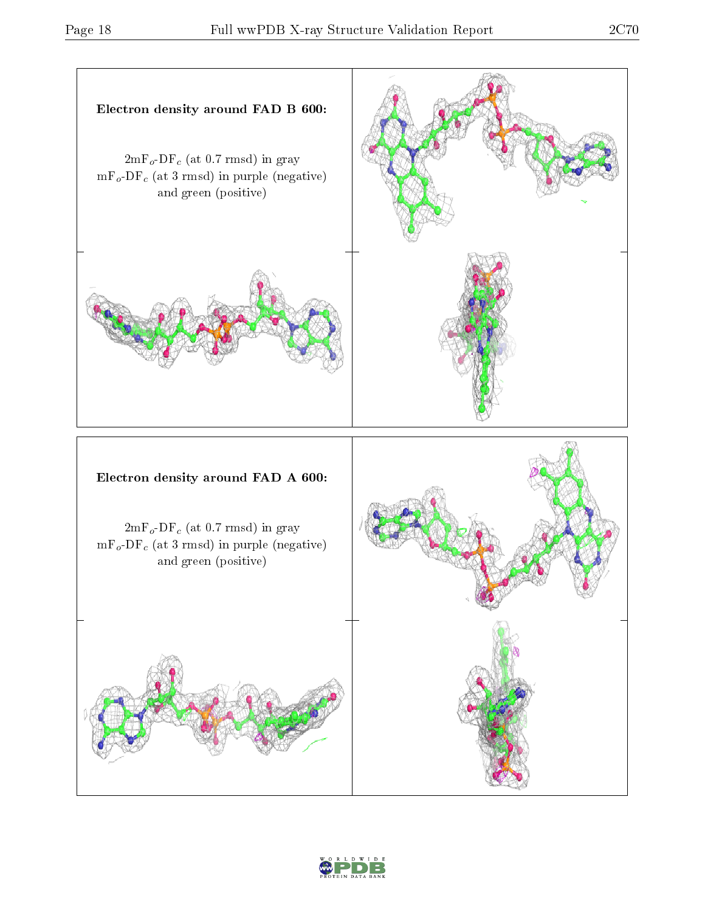**Electron density around FAD B 600:**

$2mF_o$-$DF_c$ (at 0.7 rmsd) in gray
$mF_o$-$DF_c$ (at 3 rmsd) in purple (negative)
and green (positive)

**Electron density around FAD A 600:**

$2mF_o$-$DF_c$ (at 0.7 rmsd) in gray
$mF_o$-$DF_c$ (at 3 rmsd) in purple (negative)
and green (positive)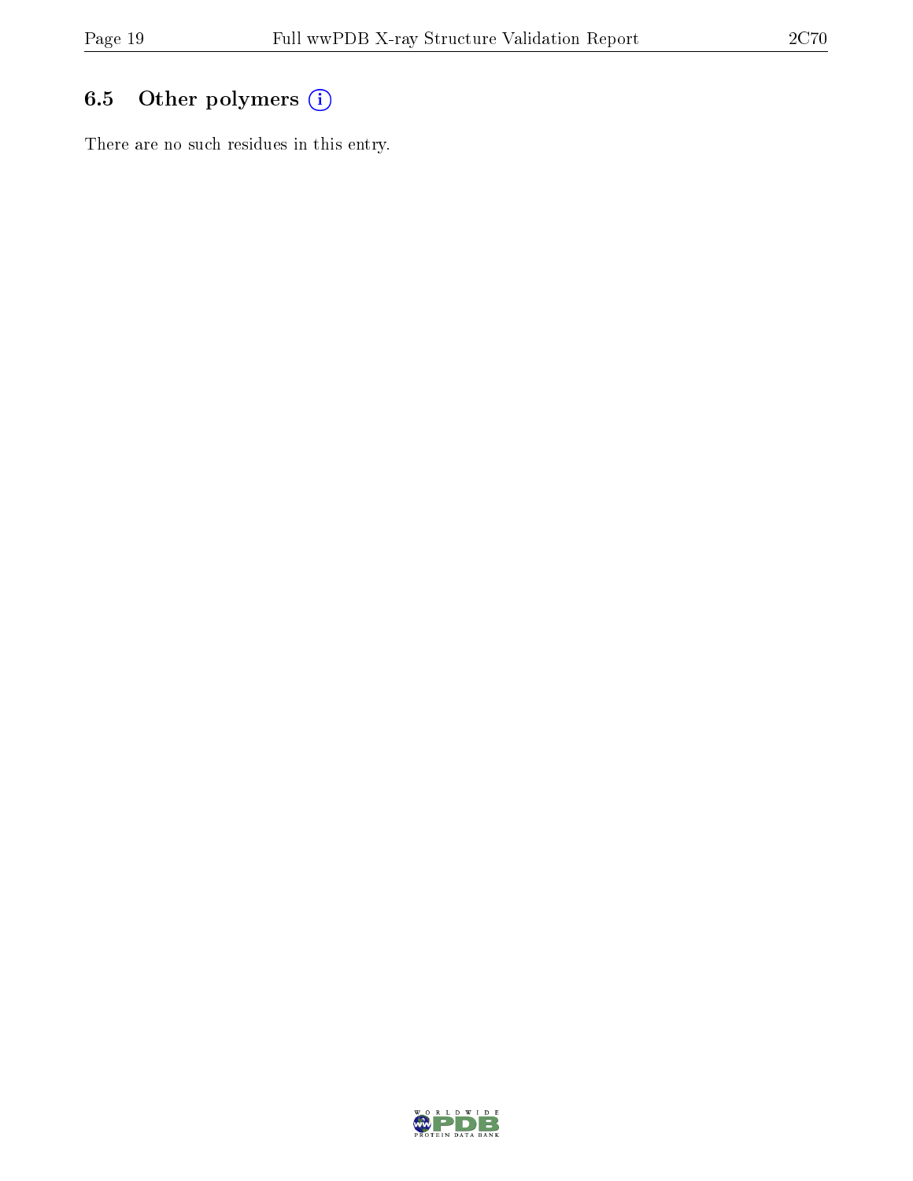### 6.5 Other polymers

There are no such residues in this entry.